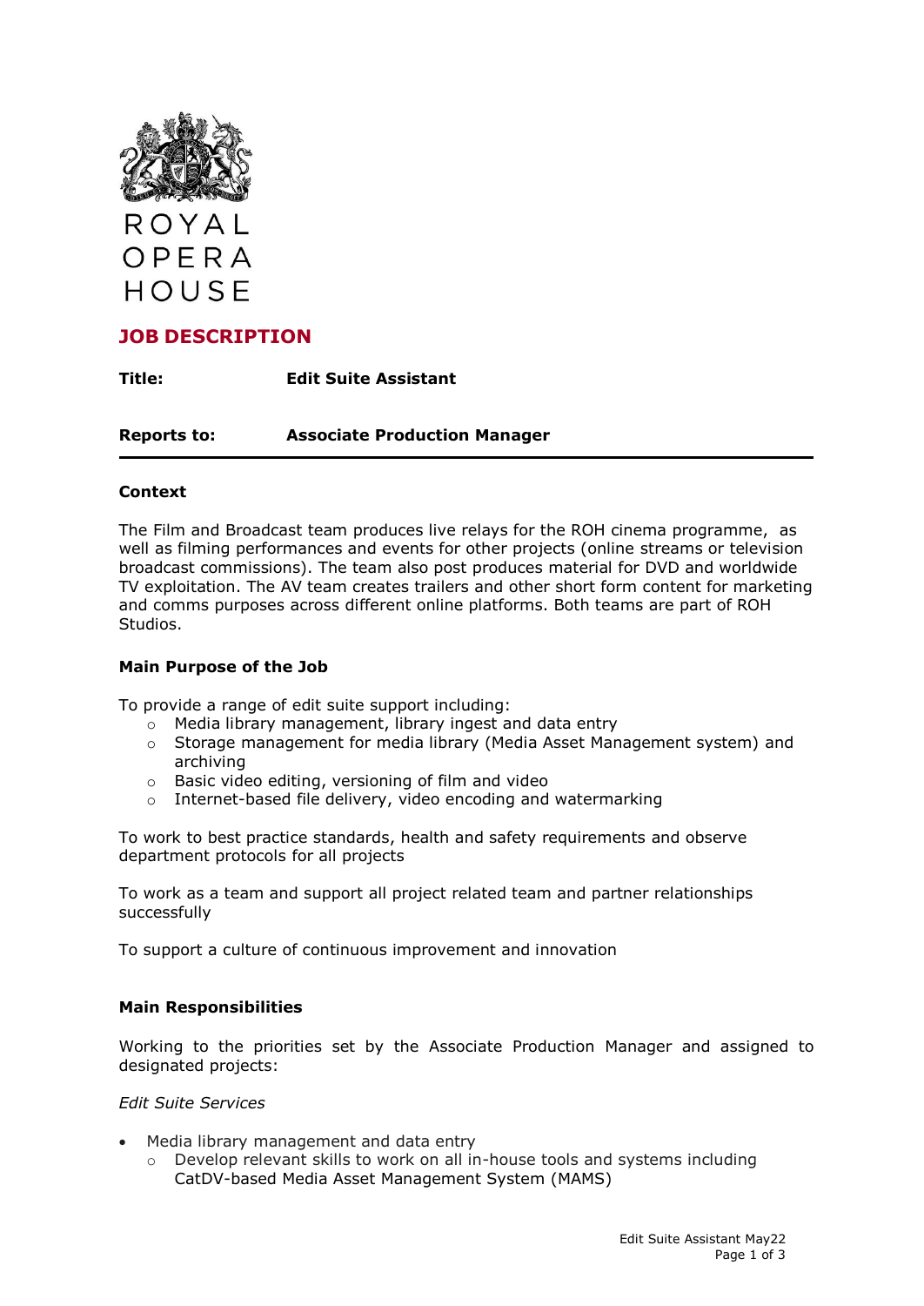ROYAL
OPERA
HOUSE

# JOB DESCRIPTION

**Title:** **Edit Suite Assistant**

**Reports to:** **Associate Production Manager**

---

**Context**

The Film and Broadcast team produces live relays for the ROH cinema programme, as well as filming performances and events for other projects (online streams or television broadcast commissions). The team also post produces material for DVD and worldwide TV exploitation. The AV team creates trailers and other short form content for marketing and comms purposes across different online platforms. Both teams are part of ROH Studios.

**Main Purpose of the Job**

To provide a range of edit suite support including:

- Media library management, library ingest and data entry
- Storage management for media library (Media Asset Management system) and archiving
- Basic video editing, versioning of film and video
- Internet-based file delivery, video encoding and watermarking

To work to best practice standards, health and safety requirements and observe department protocols for all projects

To work as a team and support all project related team and partner relationships successfully

To support a culture of continuous improvement and innovation

**Main Responsibilities**

Working to the priorities set by the Associate Production Manager and assigned to designated projects:

*Edit Suite Services*

- Media library management and data entry
  - Develop relevant skills to work on all in-house tools and systems including CatDV-based Media Asset Management System (MAMS)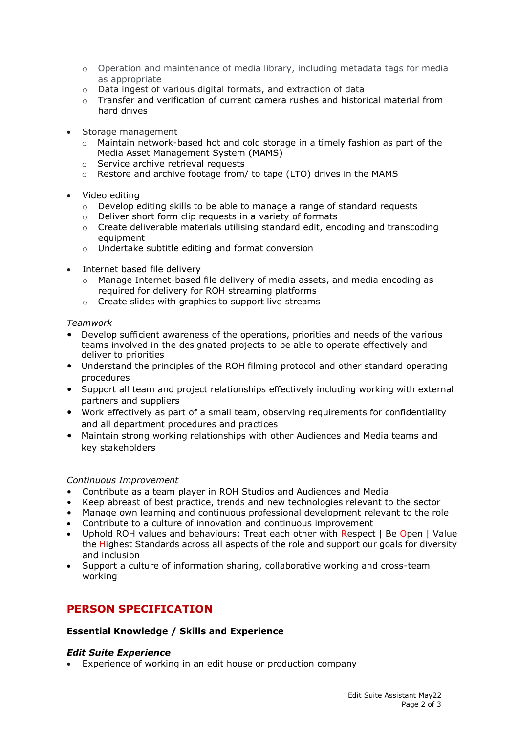- Operation and maintenance of media library, including metadata tags for media as appropriate
  - Data ingest of various digital formats, and extraction of data
  - Transfer and verification of current camera rushes and historical material from hard drives

- Storage management
  - Maintain network-based hot and cold storage in a timely fashion as part of the Media Asset Management System (MAMS)
  - Service archive retrieval requests
  - Restore and archive footage from/ to tape (LTO) drives in the MAMS

- Video editing
  - Develop editing skills to be able to manage a range of standard requests
  - Deliver short form clip requests in a variety of formats
  - Create deliverable materials utilising standard edit, encoding and transcoding equipment
  - Undertake subtitle editing and format conversion

- Internet based file delivery
  - Manage Internet-based file delivery of media assets, and media encoding as required for delivery for ROH streaming platforms
  - Create slides with graphics to support live streams

*Teamwork*

- Develop sufficient awareness of the operations, priorities and needs of the various teams involved in the designated projects to be able to operate effectively and deliver to priorities
- Understand the principles of the ROH filming protocol and other standard operating procedures
- Support all team and project relationships effectively including working with external partners and suppliers
- Work effectively as part of a small team, observing requirements for confidentiality and all department procedures and practices
- Maintain strong working relationships with other Audiences and Media teams and key stakeholders

*Continuous Improvement*

- Contribute as a team player in ROH Studios and Audiences and Media
- Keep abreast of best practice, trends and new technologies relevant to the sector
- Manage own learning and continuous professional development relevant to the role
- Contribute to a culture of innovation and continuous improvement
- Uphold ROH values and behaviours: Treat each other with Respect | Be Open | Value the Highest Standards across all aspects of the role and support our goals for diversity and inclusion
- Support a culture of information sharing, collaborative working and cross-team working

## PERSON SPECIFICATION

**Essential Knowledge / Skills and Experience**

***Edit Suite Experience***

- Experience of working in an edit house or production company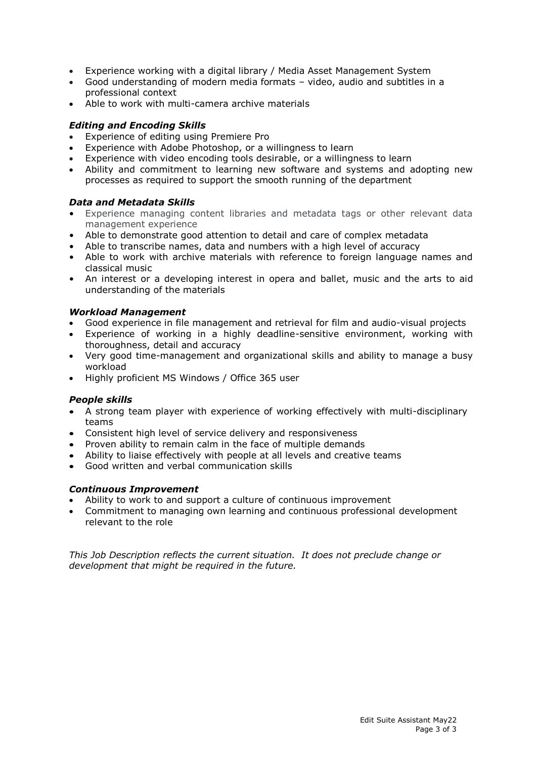- Experience working with a digital library / Media Asset Management System
- Good understanding of modern media formats – video, audio and subtitles in a professional context
- Able to work with multi-camera archive materials

### *Editing and Encoding Skills*

- Experience of editing using Premiere Pro
- Experience with Adobe Photoshop, or a willingness to learn
- Experience with video encoding tools desirable, or a willingness to learn
- Ability and commitment to learning new software and systems and adopting new processes as required to support the smooth running of the department

### *Data and Metadata Skills*

- Experience managing content libraries and metadata tags or other relevant data management experience
- Able to demonstrate good attention to detail and care of complex metadata
- Able to transcribe names, data and numbers with a high level of accuracy
- Able to work with archive materials with reference to foreign language names and classical music
- An interest or a developing interest in opera and ballet, music and the arts to aid understanding of the materials

### *Workload Management*

- Good experience in file management and retrieval for film and audio-visual projects
- Experience of working in a highly deadline-sensitive environment, working with thoroughness, detail and accuracy
- Very good time-management and organizational skills and ability to manage a busy workload
- Highly proficient MS Windows / Office 365 user

### *People skills*

- A strong team player with experience of working effectively with multi-disciplinary teams
- Consistent high level of service delivery and responsiveness
- Proven ability to remain calm in the face of multiple demands
- Ability to liaise effectively with people at all levels and creative teams
- Good written and verbal communication skills

### *Continuous Improvement*

- Ability to work to and support a culture of continuous improvement
- Commitment to managing own learning and continuous professional development relevant to the role

*This Job Description reflects the current situation. It does not preclude change or development that might be required in the future.*